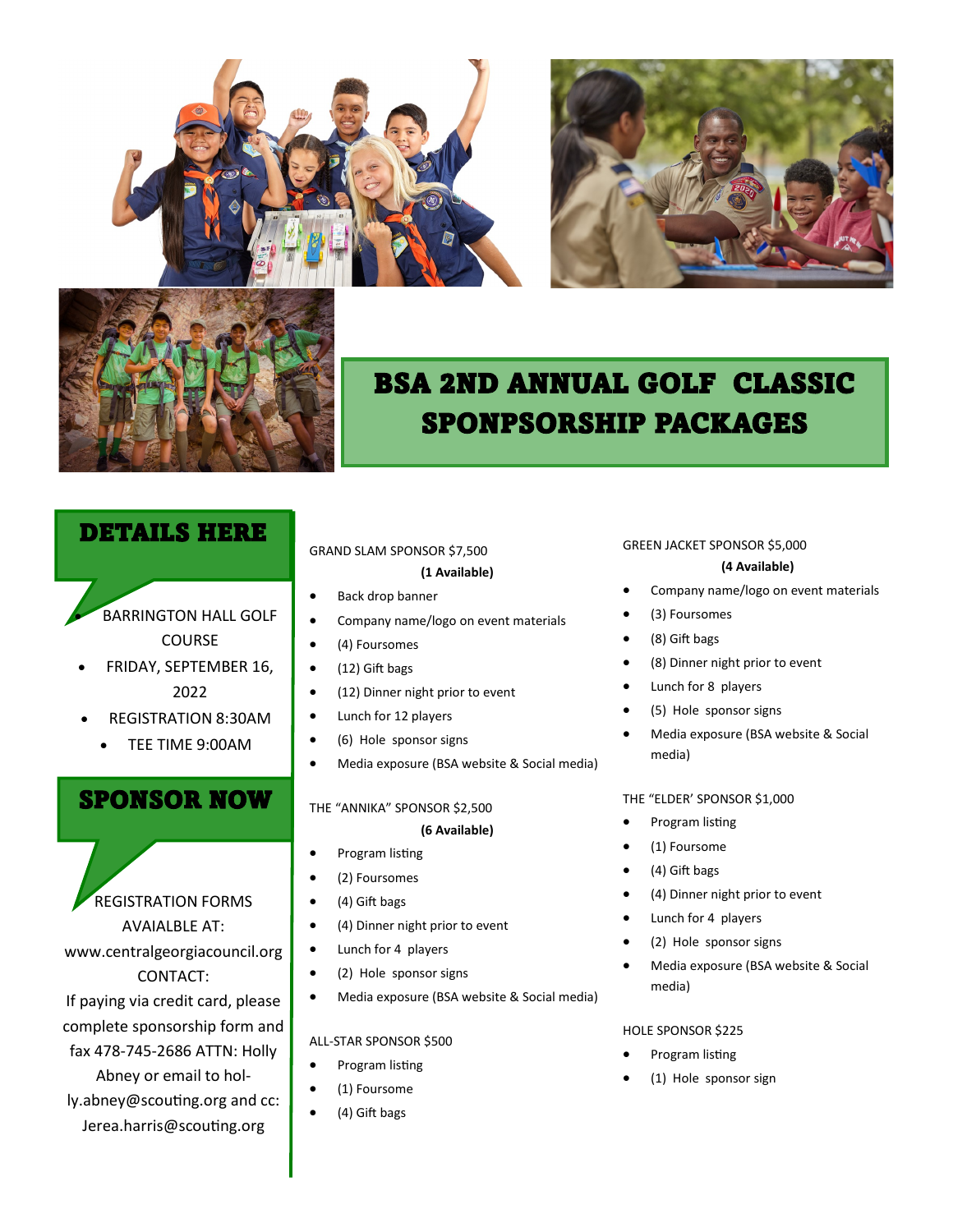# BSA 2ND ANNUAL GOLF CLASSIC SPONPSORSHIP PACKAGES

## DETAILS HERE

- BARRINGTON HALL GOLF COURSE
- FRIDAY, SEPTEMBER 16, 2022
- REGISTRATION 8:30AM
- TEE TIME 9:00AM

## SPONSOR NOW

REGISTRATION FORMS AVAIALBE AT:
www.centralgeorgiacouncil.org
CONTACT:
If paying via credit card, please complete sponsorship form and fax 478-745-2686 ATTN: Holly Abney or email to holly.abney@scouting.org and cc: Jerea.harris@scouting.org

GRAND SLAM SPONSOR $7,500

**(1 Available)**

- Back drop banner
- Company name/logo on event materials
- (4) Foursomes
- (12) Gift bags
- (12) Dinner night prior to event
- Lunch for 12 players
- (6) Hole sponsor signs
- Media exposure (BSA website & Social media)

THE "ANNIKA" SPONSOR $2,500

**(6 Available)**

- Program listing
- (2) Foursomes
- (4) Gift bags
- (4) Dinner night prior to event
- Lunch for 4 players
- (2) Hole sponsor signs
- Media exposure (BSA website & Social media)

ALL-STAR SPONSOR $500

- Program listing
- (1) Foursome
- (4) Gift bags

GREEN JACKET SPONSOR $5,000

**(4 Available)**

- Company name/logo on event materials
- (3) Foursomes
- (8) Gift bags
- (8) Dinner night prior to event
- Lunch for 8 players
- (5) Hole sponsor signs
- Media exposure (BSA website & Social media)

THE "ELDER' SPONSOR $1,000

- Program listing
- (1) Foursome
- (4) Gift bags
- (4) Dinner night prior to event
- Lunch for 4 players
- (2) Hole sponsor signs
- Media exposure (BSA website & Social media)

HOLE SPONSOR $225

- Program listing
- (1) Hole sponsor sign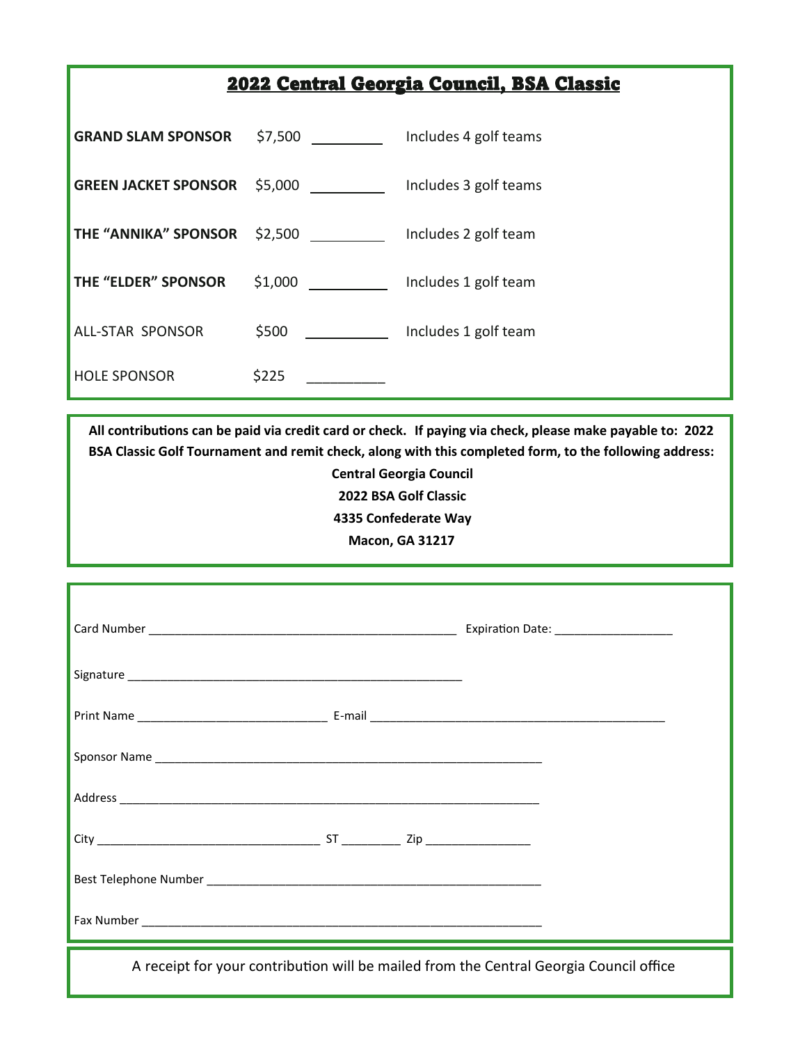## 2022 Central Georgia Council, BSA Classic

| | | | |
|---|---|---|---|
| **GRAND SLAM SPONSOR** | $7,500 | ________ | Includes 4 golf teams |
| **GREEN JACKET SPONSOR** | $5,000 | ________ | Includes 3 golf teams |
| **THE "ANNIKA" SPONSOR** | $2,500 | ________ | Includes 2 golf team |
| **THE "ELDER" SPONSOR** | $1,000 | ________ | Includes 1 golf team |
| ALL-STAR SPONSOR | $500 | ________ | Includes 1 golf team |
| HOLE SPONSOR | $225 | ________ | |

**All contributions can be paid via credit card or check. If paying via check, please make payable to: 2022 BSA Classic Golf Tournament and remit check, along with this completed form, to the following address:**

**Central Georgia Council**
**2022 BSA Golf Classic**
**4335 Confederate Way**
**Macon, GA 31217**

Card Number ______________________________________________ Expiration Date: __________________

Signature ___________________________________________________

Print Name _____________________________ E-mail ______________________________________________

Sponsor Name ___________________________________________________________

Address _________________________________________________________________

City __________________________________ ST _________ Zip ________________

Best Telephone Number ___________________________________________________

Fax Number ______________________________________________________________

A receipt for your contribution will be mailed from the Central Georgia Council office